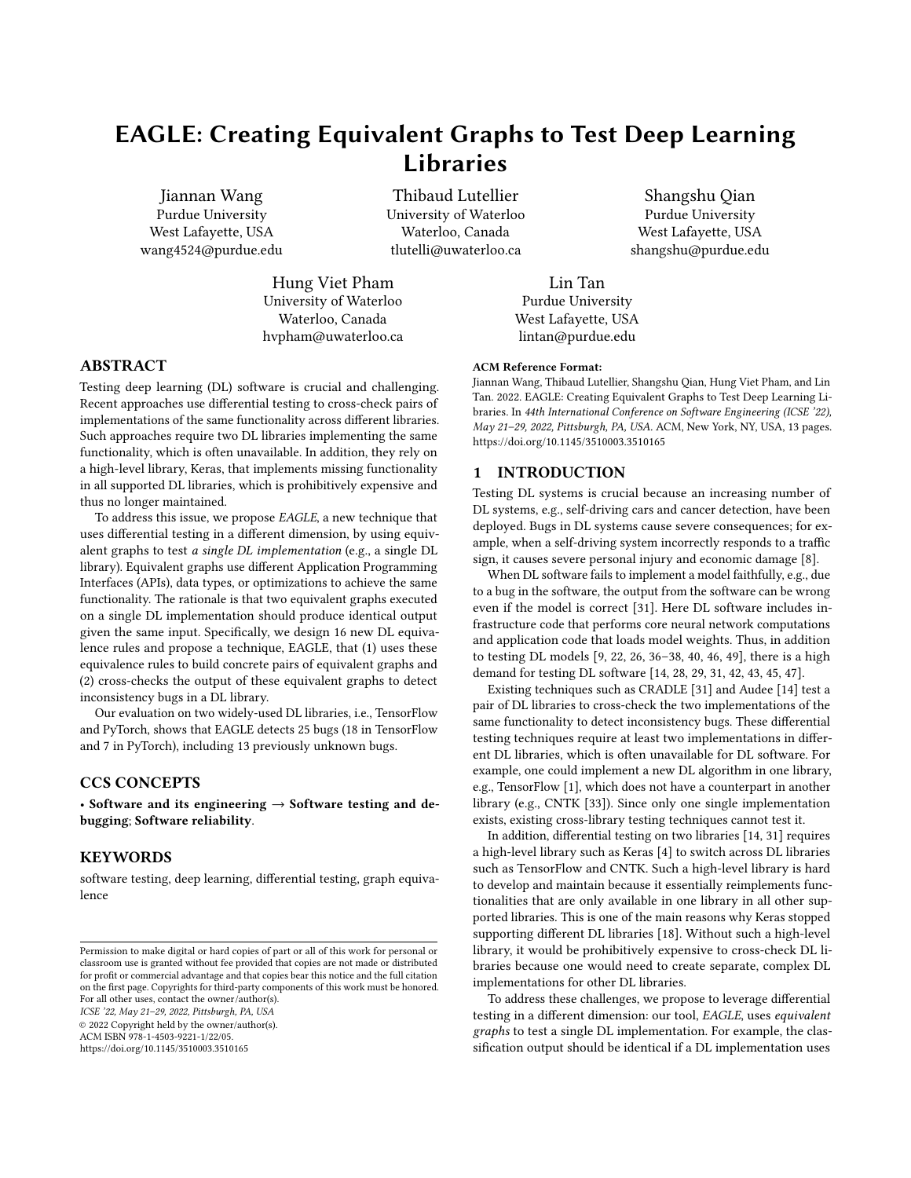# EAGLE: Creating Equivalent Graphs to Test Deep Learning Libraries

Jiannan Wang
Purdue University
West Lafayette, USA
wang4524@purdue.edu

Thibaud Lutellier
University of Waterloo
Waterloo, Canada
tlutelli@uwaterloo.ca

Shangshu Qian
Purdue University
West Lafayette, USA
shangshu@purdue.edu

Hung Viet Pham
University of Waterloo
Waterloo, Canada
hvpham@uwaterloo.ca

Lin Tan
Purdue University
West Lafayette, USA
lintan@purdue.edu

## ABSTRACT

Testing deep learning (DL) software is crucial and challenging. Recent approaches use differential testing to cross-check pairs of implementations of the same functionality across different libraries. Such approaches require two DL libraries implementing the same functionality, which is often unavailable. In addition, they rely on a high-level library, Keras, that implements missing functionality in all supported DL libraries, which is prohibitively expensive and thus no longer maintained.

To address this issue, we propose *EAGLE*, a new technique that uses differential testing in a different dimension, by using equivalent graphs to test *a single DL implementation* (e.g., a single DL library). Equivalent graphs use different Application Programming Interfaces (APIs), data types, or optimizations to achieve the same functionality. The rationale is that two equivalent graphs executed on a single DL implementation should produce identical output given the same input. Specifically, we design 16 new DL equivalence rules and propose a technique, EAGLE, that (1) uses these equivalence rules to build concrete pairs of equivalent graphs and (2) cross-checks the output of these equivalent graphs to detect inconsistency bugs in a DL library.

Our evaluation on two widely-used DL libraries, i.e., TensorFlow and PyTorch, shows that EAGLE detects 25 bugs (18 in TensorFlow and 7 in PyTorch), including 13 previously unknown bugs.

## CCS CONCEPTS

• **Software and its engineering** → **Software testing and debugging**; **Software reliability**.

## KEYWORDS

software testing, deep learning, differential testing, graph equivalence

Permission to make digital or hard copies of part or all of this work for personal or classroom use is granted without fee provided that copies are not made or distributed for profit or commercial advantage and that copies bear this notice and the full citation on the first page. Copyrights for third-party components of this work must be honored. For all other uses, contact the owner/author(s).
*ICSE '22, May 21–29, 2022, Pittsburgh, PA, USA*
© 2022 Copyright held by the owner/author(s).
ACM ISBN 978-1-4503-9221-1/22/05.
https://doi.org/10.1145/3510003.3510165

**ACM Reference Format:**
Jiannan Wang, Thibaud Lutellier, Shangshu Qian, Hung Viet Pham, and Lin Tan. 2022. EAGLE: Creating Equivalent Graphs to Test Deep Learning Libraries. In *44th International Conference on Software Engineering (ICSE '22), May 21–29, 2022, Pittsburgh, PA, USA.* ACM, New York, NY, USA, 13 pages. https://doi.org/10.1145/3510003.3510165

## 1 INTRODUCTION

Testing DL systems is crucial because an increasing number of DL systems, e.g., self-driving cars and cancer detection, have been deployed. Bugs in DL systems cause severe consequences; for example, when a self-driving system incorrectly responds to a traffic sign, it causes severe personal injury and economic damage [8].

When DL software fails to implement a model faithfully, e.g., due to a bug in the software, the output from the software can be wrong even if the model is correct [31]. Here DL software includes infrastructure code that performs core neural network computations and application code that loads model weights. Thus, in addition to testing DL models [9, 22, 26, 36–38, 40, 46, 49], there is a high demand for testing DL software [14, 28, 29, 31, 42, 43, 45, 47].

Existing techniques such as CRADLE [31] and Audee [14] test a pair of DL libraries to cross-check the two implementations of the same functionality to detect inconsistency bugs. These differential testing techniques require at least two implementations in different DL libraries, which is often unavailable for DL software. For example, one could implement a new DL algorithm in one library, e.g., TensorFlow [1], which does not have a counterpart in another library (e.g., CNTK [33]). Since only one single implementation exists, existing cross-library testing techniques cannot test it.

In addition, differential testing on two libraries [14, 31] requires a high-level library such as Keras [4] to switch across DL libraries such as TensorFlow and CNTK. Such a high-level library is hard to develop and maintain because it essentially reimplements functionalities that are only available in one library in all other supported libraries. This is one of the main reasons why Keras stopped supporting different DL libraries [18]. Without such a high-level library, it would be prohibitively expensive to cross-check DL libraries because one would need to create separate, complex DL implementations for other DL libraries.

To address these challenges, we propose to leverage differential testing in a different dimension: our tool, *EAGLE*, uses *equivalent graphs* to test a single DL implementation. For example, the classification output should be identical if a DL implementation uses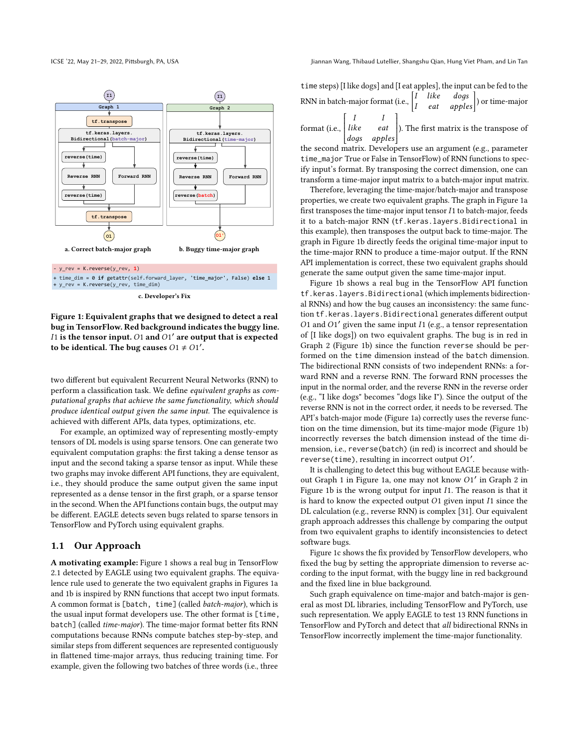I1

Graph 1

tf.transpose

tf.keras.layers.
Bidirectional(batch-major)

reverse(time)

Reverse RNN

Forward RNN

reverse(time)

tf.transpose

O1

a. Correct batch-major graph

I1

Graph 2

tf.keras.layers.
Bidirectional(time-major)

reverse(time)

Reverse RNN

Forward RNN

reverse(batch)

O1′

b. Buggy time-major graph

```
- y_rev = K.reverse(y_rev, 1)
+ time_dim = 0 if getattr(self.forward_layer, 'time_major', False) else 1
+ y_rev = K.reverse(y_rev, time_dim)
```

c. Developer's Fix

**Figure 1: Equivalent graphs that we designed to detect a real bug in TensorFlow. Red background indicates the buggy line. $I1$ is the tensor input. $O1$ and $O1'$ are output that is expected to be identical. The bug causes $O1 \neq O1'$.**

two different but equivalent Recurrent Neural Networks (RNN) to perform a classification task. We define *equivalent graphs* as *computational graphs that achieve the same functionality, which should produce identical output given the same input.* The equivalence is achieved with different APIs, data types, optimizations, etc.

For example, an optimized way of representing mostly-empty tensors of DL models is using sparse tensors. One can generate two equivalent computation graphs: the first taking a dense tensor as input and the second taking a sparse tensor as input. While these two graphs may invoke different API functions, they are equivalent, i.e., they should produce the same output given the same input represented as a dense tensor in the first graph, or a sparse tensor in the second. When the API functions contain bugs, the output may be different. EAGLE detects seven bugs related to sparse tensors in TensorFlow and PyTorch using equivalent graphs.

## 1.1 Our Approach

**A motivating example:** Figure 1 shows a real bug in TensorFlow 2.1 detected by EAGLE using two equivalent graphs. The equivalence rule used to generate the two equivalent graphs in Figures 1a and 1b is inspired by RNN functions that accept two input formats. A common format is `[batch, time]` (called *batch-major*), which is the usual input format developers use. The other format is `[time, batch]` (called *time-major*). The time-major format better fits RNN computations because RNNs compute batches step-by-step, and similar steps from different sequences are represented contiguously in flattened time-major arrays, thus reducing training time. For example, given the following two batches of three words (i.e., three `time` steps) [I like dogs] and [I eat apples], the input can be fed to the RNN in batch-major format (i.e., $\begin{bmatrix} I & like & dogs \\ I & eat & apples \end{bmatrix}$) or time-major format (i.e., $\begin{bmatrix} I & I \\ like & eat \\ dogs & apples \end{bmatrix}$). The first matrix is the transpose of the second matrix. Developers use an argument (e.g., parameter `time_major` True or False in TensorFlow) of RNN functions to specify input's format. By transposing the correct dimension, one can transform a time-major input matrix to a batch-major input matrix.

Therefore, leveraging the time-major/batch-major and transpose properties, we create two equivalent graphs. The graph in Figure 1a first transposes the time-major input tensor $I1$ to batch-major, feeds it to a batch-major RNN (`tf.keras.layers.Bidirectional` in this example), then transposes the output back to time-major. The graph in Figure 1b directly feeds the original time-major input to the time-major RNN to produce a time-major output. If the RNN API implementation is correct, these two equivalent graphs should generate the same output given the same time-major input.

Figure 1b shows a real bug in the TensorFlow API function `tf.keras.layers.Bidirectional` (which implements bidirectional RNNs) and how the bug causes an inconsistency: the same function `tf.keras.layers.Bidirectional` generates different output $O1$ and $O1'$ given the same input $I1$ (e.g., a tensor representation of [I like dogs]) on two equivalent graphs. The bug is in red in Graph 2 (Figure 1b) since the function `reverse` should be performed on the `time` dimension instead of the `batch` dimension. The bidirectional RNN consists of two independent RNNs: a forward RNN and a reverse RNN. The forward RNN processes the input in the normal order, and the reverse RNN in the reverse order (e.g., "I like dogs" becomes "dogs like I"). Since the output of the reverse RNN is not in the correct order, it needs to be reversed. The API's batch-major mode (Figure 1a) correctly uses the reverse function on the time dimension, but its time-major mode (Figure 1b) incorrectly reverses the batch dimension instead of the time dimension, i.e., `reverse(batch)` (in red) is incorrect and should be `reverse(time)`, resulting in incorrect output $O1'$.

It is challenging to detect this bug without EAGLE because without Graph 1 in Figure 1a, one may not know $O1'$ in Graph 2 in Figure 1b is the wrong output for input $I1$. The reason is that it is hard to know the expected output $O1$ given input $I1$ since the DL calculation (e.g., reverse RNN) is complex [31]. Our equivalent graph approach addresses this challenge by comparing the output from two equivalent graphs to identify inconsistencies to detect software bugs.

Figure 1c shows the fix provided by TensorFlow developers, who fixed the bug by setting the appropriate dimension to reverse according to the input format, with the buggy line in red background and the fixed line in blue background.

Such graph equivalence on time-major and batch-major is general as most DL libraries, including TensorFlow and PyTorch, use such representation. We apply EAGLE to test 13 RNN functions in TensorFlow and PyTorch and detect that *all* bidirectional RNNs in TensorFlow incorrectly implement the time-major functionality.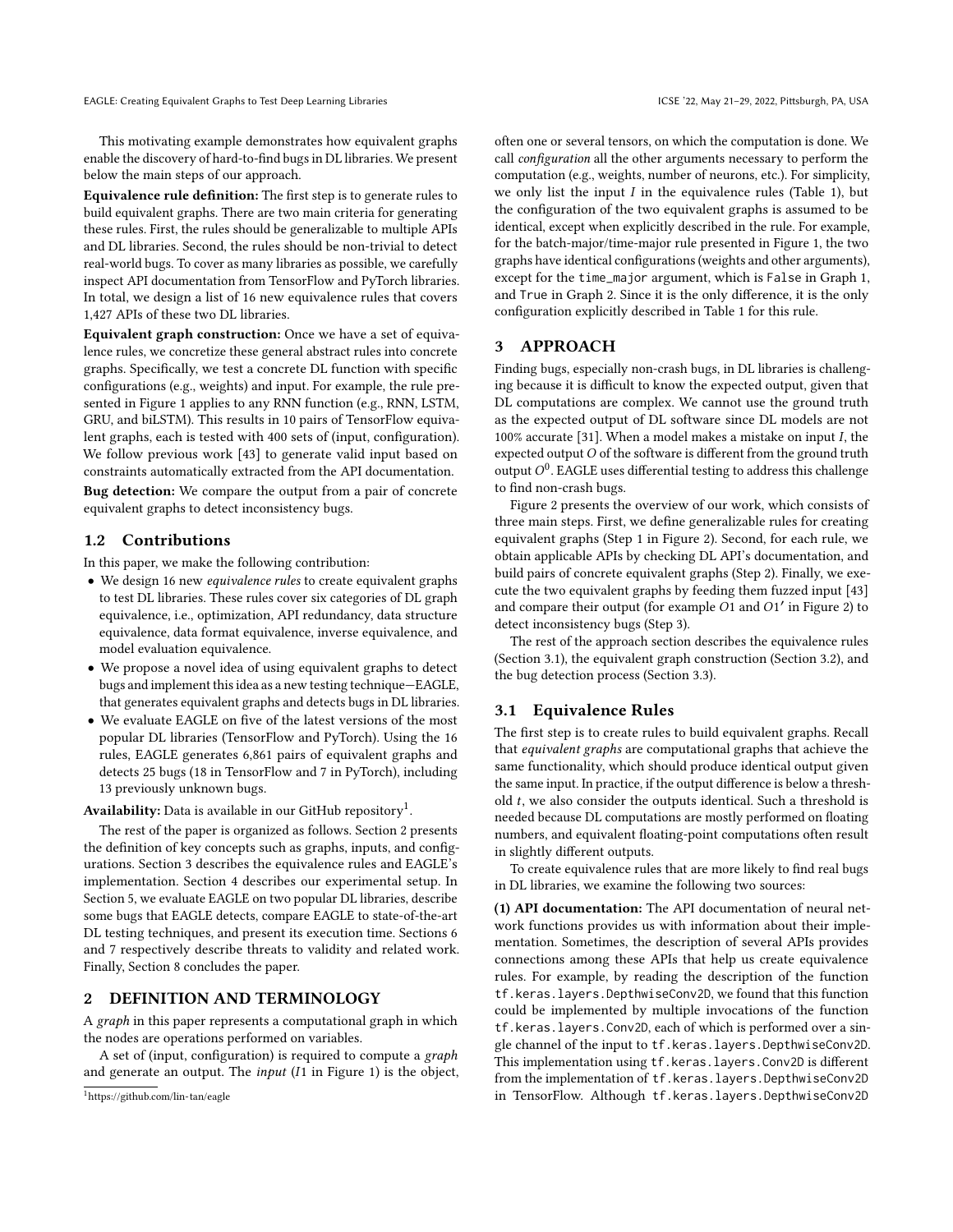This motivating example demonstrates how equivalent graphs enable the discovery of hard-to-find bugs in DL libraries. We present below the main steps of our approach.

**Equivalence rule definition:** The first step is to generate rules to build equivalent graphs. There are two main criteria for generating these rules. First, the rules should be generalizable to multiple APIs and DL libraries. Second, the rules should be non-trivial to detect real-world bugs. To cover as many libraries as possible, we carefully inspect API documentation from TensorFlow and PyTorch libraries. In total, we design a list of 16 new equivalence rules that covers 1,427 APIs of these two DL libraries.

**Equivalent graph construction:** Once we have a set of equivalence rules, we concretize these general abstract rules into concrete graphs. Specifically, we test a concrete DL function with specific configurations (e.g., weights) and input. For example, the rule presented in Figure 1 applies to any RNN function (e.g., RNN, LSTM, GRU, and biLSTM). This results in 10 pairs of TensorFlow equivalent graphs, each is tested with 400 sets of (input, configuration). We follow previous work [43] to generate valid input based on constraints automatically extracted from the API documentation.

**Bug detection:** We compare the output from a pair of concrete equivalent graphs to detect inconsistency bugs.

## 1.2 Contributions

In this paper, we make the following contribution:

- We design 16 new *equivalence rules* to create equivalent graphs to test DL libraries. These rules cover six categories of DL graph equivalence, i.e., optimization, API redundancy, data structure equivalence, data format equivalence, inverse equivalence, and model evaluation equivalence.
- We propose a novel idea of using equivalent graphs to detect bugs and implement this idea as a new testing technique—EAGLE, that generates equivalent graphs and detects bugs in DL libraries.
- We evaluate EAGLE on five of the latest versions of the most popular DL libraries (TensorFlow and PyTorch). Using the 16 rules, EAGLE generates 6,861 pairs of equivalent graphs and detects 25 bugs (18 in TensorFlow and 7 in PyTorch), including 13 previously unknown bugs.

**Availability:** Data is available in our GitHub repository[1].

The rest of the paper is organized as follows. Section 2 presents the definition of key concepts such as graphs, inputs, and configurations. Section 3 describes the equivalence rules and EAGLE's implementation. Section 4 describes our experimental setup. In Section 5, we evaluate EAGLE on two popular DL libraries, describe some bugs that EAGLE detects, compare EAGLE to state-of-the-art DL testing techniques, and present its execution time. Sections 6 and 7 respectively describe threats to validity and related work. Finally, Section 8 concludes the paper.

## 2 DEFINITION AND TERMINOLOGY

A *graph* in this paper represents a computational graph in which the nodes are operations performed on variables.

A set of (input, configuration) is required to compute a *graph* and generate an output. The *input* ($I1$ in Figure 1) is the object, often one or several tensors, on which the computation is done. We call *configuration* all the other arguments necessary to perform the computation (e.g., weights, number of neurons, etc.). For simplicity, we only list the input $I$ in the equivalence rules (Table 1), but the configuration of the two equivalent graphs is assumed to be identical, except when explicitly described in the rule. For example, for the batch-major/time-major rule presented in Figure 1, the two graphs have identical configurations (weights and other arguments), except for the `time_major` argument, which is `False` in Graph 1, and `True` in Graph 2. Since it is the only difference, it is the only configuration explicitly described in Table 1 for this rule.

## 3 APPROACH

Finding bugs, especially non-crash bugs, in DL libraries is challenging because it is difficult to know the expected output, given that DL computations are complex. We cannot use the ground truth as the expected output of DL software since DL models are not 100% accurate [31]. When a model makes a mistake on input $I$, the expected output $O$ of the software is different from the ground truth output $O^0$. EAGLE uses differential testing to address this challenge to find non-crash bugs.

Figure 2 presents the overview of our work, which consists of three main steps. First, we define generalizable rules for creating equivalent graphs (Step 1 in Figure 2). Second, for each rule, we obtain applicable APIs by checking DL API's documentation, and build pairs of concrete equivalent graphs (Step 2). Finally, we execute the two equivalent graphs by feeding them fuzzed input [43] and compare their output (for example $O1$ and $O1'$ in Figure 2) to detect inconsistency bugs (Step 3).

The rest of the approach section describes the equivalence rules (Section 3.1), the equivalent graph construction (Section 3.2), and the bug detection process (Section 3.3).

### 3.1 Equivalence Rules

The first step is to create rules to build equivalent graphs. Recall that *equivalent graphs* are computational graphs that achieve the same functionality, which should produce identical output given the same input. In practice, if the output difference is below a threshold $t$, we also consider the outputs identical. Such a threshold is needed because DL computations are mostly performed on floating numbers, and equivalent floating-point computations often result in slightly different outputs.

To create equivalence rules that are more likely to find real bugs in DL libraries, we examine the following two sources:

**(1) API documentation:** The API documentation of neural network functions provides us with information about their implementation. Sometimes, the description of several APIs provides connections among these APIs that help us create equivalence rules. For example, by reading the description of the function `tf.keras.layers.DepthwiseConv2D`, we found that this function could be implemented by multiple invocations of the function `tf.keras.layers.Conv2D`, each of which is performed over a single channel of the input to `tf.keras.layers.DepthwiseConv2D`. This implementation using `tf.keras.layers.Conv2D` is different from the implementation of `tf.keras.layers.DepthwiseConv2D` in TensorFlow. Although `tf.keras.layers.DepthwiseConv2D`

[1] https://github.com/lin-tan/eagle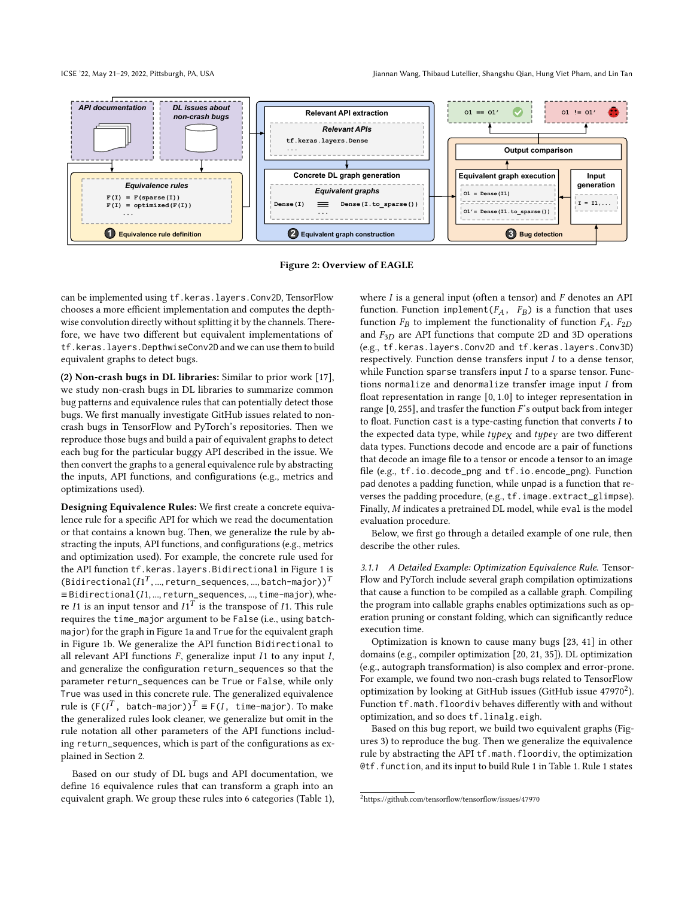Figure 2: Overview of EAGLE

can be implemented using `tf.keras.layers.Conv2D`, TensorFlow chooses a more efficient implementation and computes the depth-wise convolution directly without splitting it by the channels. Therefore, we have two different but equivalent implementations of `tf.keras.layers.DepthwiseConv2D` and we can use them to build equivalent graphs to detect bugs.

**(2) Non-crash bugs in DL libraries:** Similar to prior work [17], we study non-crash bugs in DL libraries to summarize common bug patterns and equivalence rules that can potentially detect those bugs. We first manually investigate GitHub issues related to non-crash bugs in TensorFlow and PyTorch's repositories. Then we reproduce those bugs and build a pair of equivalent graphs to detect each bug for the particular buggy API described in the issue. We then convert the graphs to a general equivalence rule by abstracting the inputs, API functions, and configurations (e.g., metrics and optimizations used).

**Designing Equivalence Rules:** We first create a concrete equivalence rule for a specific API for which we read the documentation or that contains a known bug. Then, we generalize the rule by abstracting the inputs, API functions, and configurations (e.g., metrics and optimization used). For example, the concrete rule used for the API function `tf.keras.layers.Bidirectional` in Figure 1 is $(\texttt{Bidirectional}(I1^T, ..., \texttt{return\_sequences}, ..., \texttt{batch-major}))^T \equiv \texttt{Bidirectional}(I1, ..., \texttt{return\_sequences}, ..., \texttt{time-major})$, where $I1$ is an input tensor and $I1^T$ is the transpose of $I1$. This rule requires the `time_major` argument to be `False` (i.e., using batch-major) for the graph in Figure 1a and `True` for the equivalent graph in Figure 1b. We generalize the API function `Bidirectional` to all relevant API functions $F$, generalize input $I1$ to any input $I$, and generalize the configuration `return_sequences` so that the parameter `return_sequences` can be `True` or `False`, while only `True` was used in this concrete rule. The generalized equivalence rule is $(\texttt{F}(I^T, \texttt{ batch-major}))^T \equiv \texttt{F}(I, \texttt{ time-major})$. To make the generalized rules look cleaner, we generalize but omit in the rule notation all other parameters of the API functions including `return_sequences`, which is part of the configurations as explained in Section 2.

Based on our study of DL bugs and API documentation, we define 16 equivalence rules that can transform a graph into an equivalent graph. We group these rules into 6 categories (Table 1), where $I$ is a general input (often a tensor) and $F$ denotes an API function. Function $\texttt{implement}(F_A, \; F_B)$ is a function that uses function $F_B$ to implement the functionality of function $F_A$. $F_{2D}$ and $F_{3D}$ are API functions that compute 2D and 3D operations (e.g., `tf.keras.layers.Conv2D` and `tf.keras.layers.Conv3D`) respectively. Function `dense` transfers input $I$ to a dense tensor, while Function `sparse` transfers input $I$ to a sparse tensor. Functions `normalize` and `denormalize` transfer image input $I$ from float representation in range $[0, 1.0]$ to integer representation in range $[0, 255]$, and trasfer the function $F$'s output back from integer to float. Function `cast` is a type-casting function that converts $I$ to the expected data type, while $type_X$ and $type_Y$ are two different data types. Functions `decode` and `encode` are a pair of functions that decode an image file to a tensor or encode a tensor to an image file (e.g., `tf.io.decode_png` and `tf.io.encode_png`). Function `pad` denotes a padding function, while `unpad` is a function that reverses the padding procedure, (e.g., `tf.image.extract_glimpse`). Finally, $M$ indicates a pretrained DL model, while `eval` is the model evaluation procedure.

Below, we first go through a detailed example of one rule, then describe the other rules.

*3.1.1 A Detailed Example: Optimization Equivalence Rule.* TensorFlow and PyTorch include several graph compilation optimizations that cause a function to be compiled as a callable graph. Compiling the program into callable graphs enables optimizations such as operation pruning or constant folding, which can significantly reduce execution time.

Optimization is known to cause many bugs [23, 41] in other domains (e.g., compiler optimization [20, 21, 35]). DL optimization (e.g., autograph transformation) is also complex and error-prone. For example, we found two non-crash bugs related to TensorFlow optimization by looking at GitHub issues (GitHub issue 47970[2]). Function `tf.math.floordiv` behaves differently with and without optimization, and so does `tf.linalg.eigh`.

Based on this bug report, we build two equivalent graphs (Figures 3) to reproduce the bug. Then we generalize the equivalence rule by abstracting the API `tf.math.floordiv`, the optimization `@tf.function`, and its input to build Rule 1 in Table 1. Rule 1 states

[2]https://github.com/tensorflow/tensorflow/issues/47970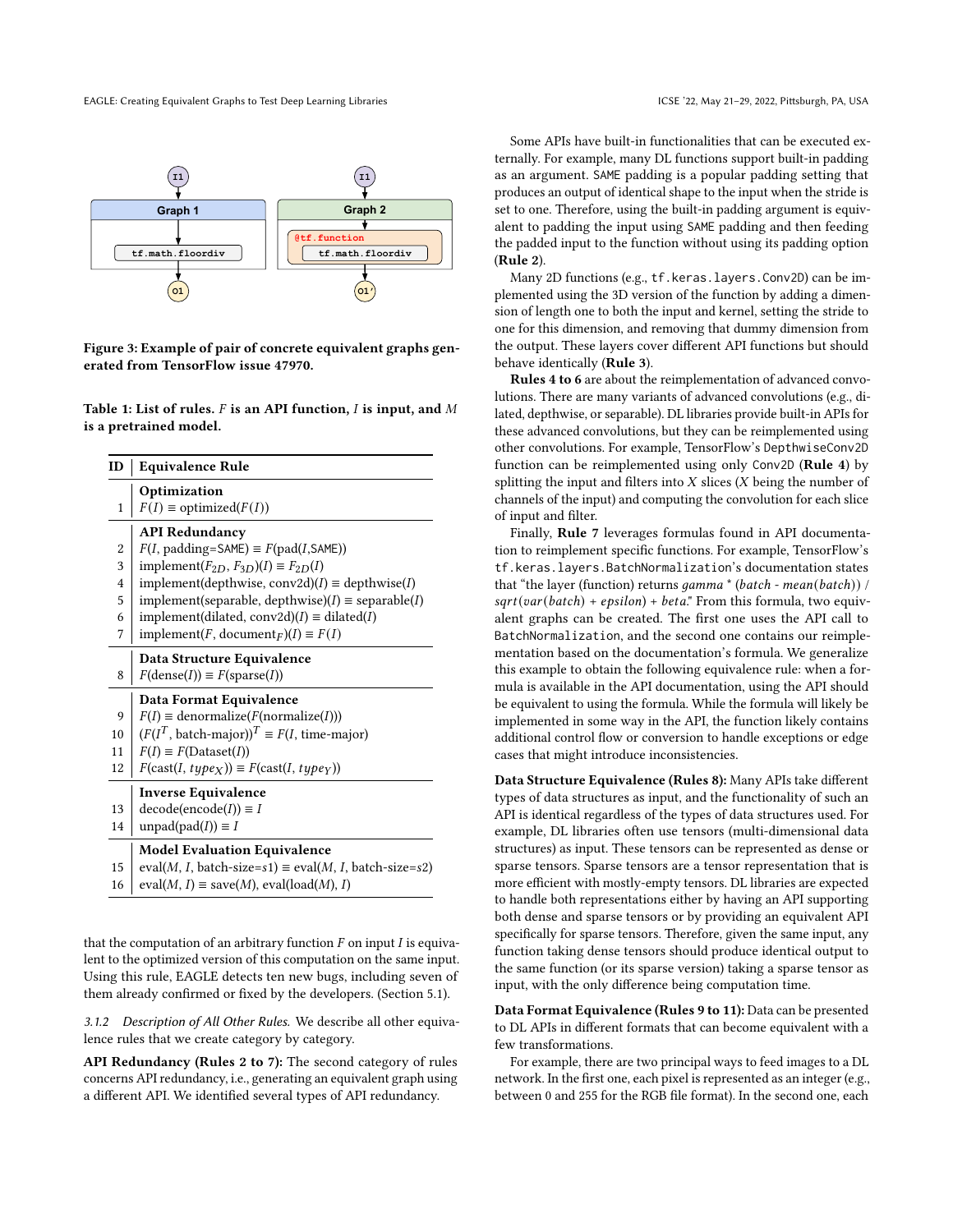Graph 1

I1

tf.math.floordiv

O1

Graph 2

I1

@tf.function

tf.math.floordiv

O1'

**Figure 3: Example of pair of concrete equivalent graphs generated from TensorFlow issue 47970.**

**Table 1: List of rules. $F$ is an API function, $I$ is input, and $M$ is a pretrained model.**

| ID | Equivalence Rule |
|---|---|
| | **Optimization** |
| 1 | $F(I) \equiv$ optimized$(F(I))$ |
| | **API Redundancy** |
| 2 | $F(I$, padding=SAME$) \equiv F($pad$(I$,SAME$))$ |
| 3 | implement$(F_{2D}, F_{3D})(I) \equiv F_{2D}(I)$ |
| 4 | implement(depthwise, conv2d)$(I) \equiv$ depthwise$(I)$ |
| 5 | implement(separable, depthwise)$(I) \equiv$ separable$(I)$ |
| 6 | implement(dilated, conv2d)$(I) \equiv$ dilated$(I)$ |
| 7 | implement$(F$, document$_F)(I) \equiv F(I)$ |
| | **Data Structure Equivalence** |
| 8 | $F($dense$(I)) \equiv F($sparse$(I))$ |
| | **Data Format Equivalence** |
| 9 | $F(I) \equiv$ denormalize$(F($normalize$(I)))$ |
| 10 | $(F(I^T$, batch-major$))^T \equiv F(I$, time-major$)$ |
| 11 | $F(I) \equiv F($Dataset$(I))$ |
| 12 | $F($cast$(I, type_X)) \equiv F($cast$(I, type_Y))$ |
| | **Inverse Equivalence** |
| 13 | decode(encode$(I)) \equiv I$ |
| 14 | unpad(pad$(I)) \equiv I$ |
| | **Model Evaluation Equivalence** |
| 15 | eval$(M, I$, batch-size=$s1) \equiv$ eval$(M, I$, batch-size=$s2)$ |
| 16 | eval$(M, I) \equiv$ save$(M)$, eval(load$(M), I)$ |

that the computation of an arbitrary function $F$ on input $I$ is equivalent to the optimized version of this computation on the same input. Using this rule, EAGLE detects ten new bugs, including seven of them already confirmed or fixed by the developers. (Section 5.1).

#### 3.1.2 Description of All Other Rules.

We describe all other equivalence rules that we create category by category.

**API Redundancy (Rules 2 to 7):** The second category of rules concerns API redundancy, i.e., generating an equivalent graph using a different API. We identified several types of API redundancy.

Some APIs have built-in functionalities that can be executed externally. For example, many DL functions support built-in padding as an argument. SAME padding is a popular padding setting that produces an output of identical shape to the input when the stride is set to one. Therefore, using the built-in padding argument is equivalent to padding the input using SAME padding and then feeding the padded input to the function without using its padding option (**Rule 2**).

Many 2D functions (e.g., `tf.keras.layers.Conv2D`) can be implemented using the 3D version of the function by adding a dimension of length one to both the input and kernel, setting the stride to one for this dimension, and removing that dummy dimension from the output. These layers cover different API functions but should behave identically (**Rule 3**).

**Rules 4 to 6** are about the reimplementation of advanced convolutions. There are many variants of advanced convolutions (e.g., dilated, depthwise, or separable). DL libraries provide built-in APIs for these advanced convolutions, but they can be reimplemented using other convolutions. For example, TensorFlow's `DepthwiseConv2D` function can be reimplemented using only `Conv2D` (**Rule 4**) by splitting the input and filters into $X$ slices ($X$ being the number of channels of the input) and computing the convolution for each slice of input and filter.

Finally, **Rule 7** leverages formulas found in API documentation to reimplement specific functions. For example, TensorFlow's `tf.keras.layers.BatchNormalization`'s documentation states that "the layer (function) returns *gamma* * (*batch* - *mean*(*batch*)) / *sqrt*(*var*(*batch*) + *epsilon*) + *beta*." From this formula, two equivalent graphs can be created. The first one uses the API call to `BatchNormalization`, and the second one contains our reimplementation based on the documentation's formula. We generalize this example to obtain the following equivalence rule: when a formula is available in the API documentation, using the API should be equivalent to using the formula. While the formula will likely be implemented in some way in the API, the function likely contains additional control flow or conversion to handle exceptions or edge cases that might introduce inconsistencies.

**Data Structure Equivalence (Rules 8):** Many APIs take different types of data structures as input, and the functionality of such an API is identical regardless of the types of data structures used. For example, DL libraries often use tensors (multi-dimensional data structures) as input. These tensors can be represented as dense or sparse tensors. Sparse tensors are a tensor representation that is more efficient with mostly-empty tensors. DL libraries are expected to handle both representations either by having an API supporting both dense and sparse tensors or by providing an equivalent API specifically for sparse tensors. Therefore, given the same input, any function taking dense tensors should produce identical output to the same function (or its sparse version) taking a sparse tensor as input, with the only difference being computation time.

**Data Format Equivalence (Rules 9 to 11):** Data can be presented to DL APIs in different formats that can become equivalent with a few transformations.

For example, there are two principal ways to feed images to a DL network. In the first one, each pixel is represented as an integer (e.g., between 0 and 255 for the RGB file format). In the second one, each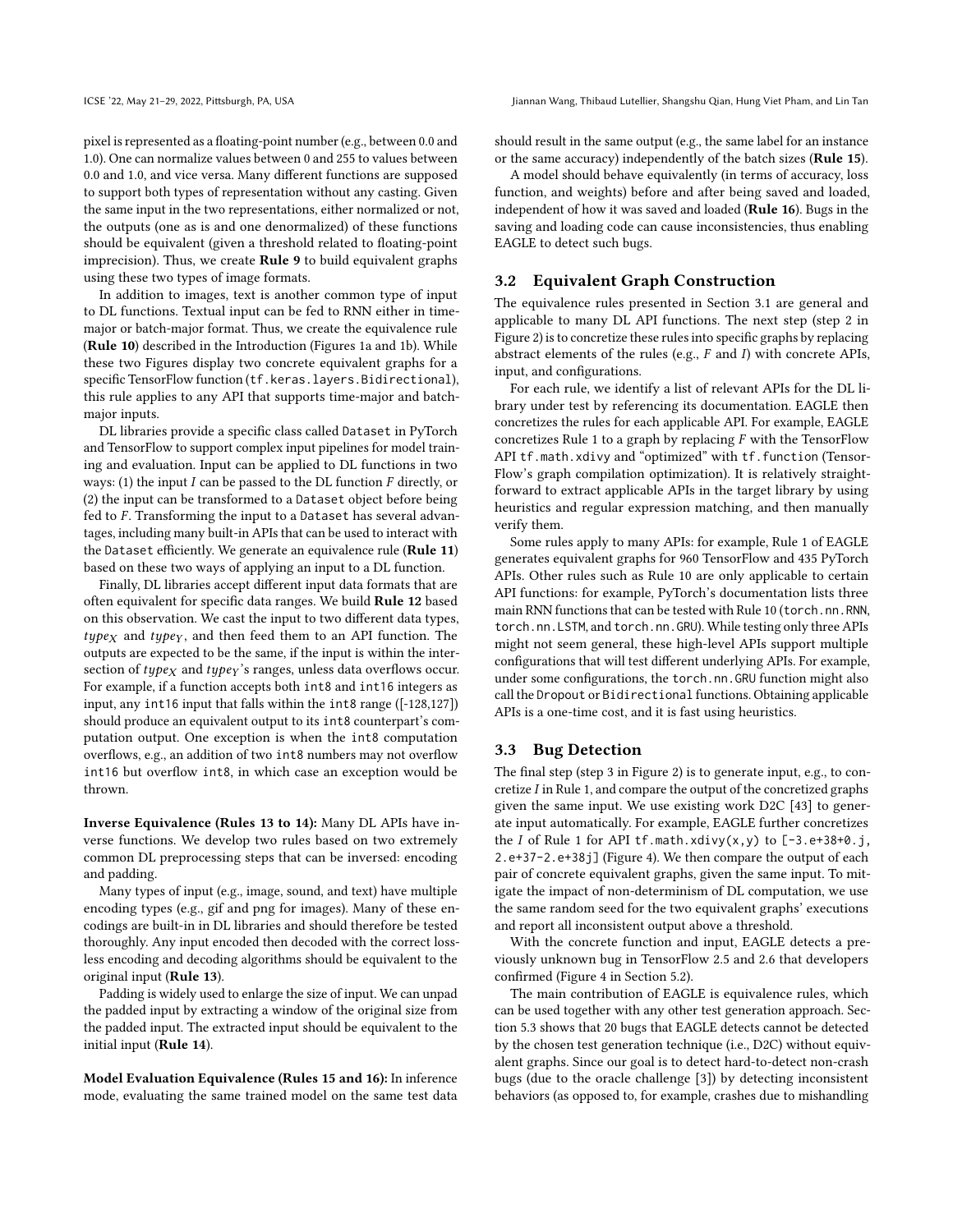pixel is represented as a floating-point number (e.g., between 0.0 and 1.0). One can normalize values between 0 and 255 to values between 0.0 and 1.0, and vice versa. Many different functions are supposed to support both types of representation without any casting. Given the same input in the two representations, either normalized or not, the outputs (one as is and one denormalized) of these functions should be equivalent (given a threshold related to floating-point imprecision). Thus, we create **Rule 9** to build equivalent graphs using these two types of image formats.

In addition to images, text is another common type of input to DL functions. Textual input can be fed to RNN either in time-major or batch-major format. Thus, we create the equivalence rule (**Rule 10**) described in the Introduction (Figures 1a and 1b). While these two Figures display two concrete equivalent graphs for a specific TensorFlow function (`tf.keras.layers.Bidirectional`), this rule applies to any API that supports time-major and batch-major inputs.

DL libraries provide a specific class called `Dataset` in PyTorch and TensorFlow to support complex input pipelines for model training and evaluation. Input can be applied to DL functions in two ways: (1) the input $I$ can be passed to the DL function $F$ directly, or (2) the input can be transformed to a `Dataset` object before being fed to $F$. Transforming the input to a `Dataset` has several advantages, including many built-in APIs that can be used to interact with the `Dataset` efficiently. We generate an equivalence rule (**Rule 11**) based on these two ways of applying an input to a DL function.

Finally, DL libraries accept different input data formats that are often equivalent for specific data ranges. We build **Rule 12** based on this observation. We cast the input to two different data types, $type_X$ and $type_Y$, and then feed them to an API function. The outputs are expected to be the same, if the input is within the intersection of $type_X$ and $type_Y$'s ranges, unless data overflows occur. For example, if a function accepts both `int8` and `int16` integers as input, any `int16` input that falls within the `int8` range ([-128,127]) should produce an equivalent output to its `int8` counterpart's computation output. One exception is when the `int8` computation overflows, e.g., an addition of two `int8` numbers may not overflow `int16` but overflow `int8`, in which case an exception would be thrown.

**Inverse Equivalence (Rules 13 to 14):** Many DL APIs have inverse functions. We develop two rules based on two extremely common DL preprocessing steps that can be inversed: encoding and padding.

Many types of input (e.g., image, sound, and text) have multiple encoding types (e.g., gif and png for images). Many of these encodings are built-in in DL libraries and should therefore be tested thoroughly. Any input encoded then decoded with the correct lossless encoding and decoding algorithms should be equivalent to the original input (**Rule 13**).

Padding is widely used to enlarge the size of input. We can unpad the padded input by extracting a window of the original size from the padded input. The extracted input should be equivalent to the initial input (**Rule 14**).

**Model Evaluation Equivalence (Rules 15 and 16):** In inference mode, evaluating the same trained model on the same test data should result in the same output (e.g., the same label for an instance or the same accuracy) independently of the batch sizes (**Rule 15**).

A model should behave equivalently (in terms of accuracy, loss function, and weights) before and after being saved and loaded, independent of how it was saved and loaded (**Rule 16**). Bugs in the saving and loading code can cause inconsistencies, thus enabling EAGLE to detect such bugs.

### 3.2 Equivalent Graph Construction

The equivalence rules presented in Section 3.1 are general and applicable to many DL API functions. The next step (step 2 in Figure 2) is to concretize these rules into specific graphs by replacing abstract elements of the rules (e.g., $F$ and $I$) with concrete APIs, input, and configurations.

For each rule, we identify a list of relevant APIs for the DL library under test by referencing its documentation. EAGLE then concretizes the rules for each applicable API. For example, EAGLE concretizes Rule 1 to a graph by replacing $F$ with the TensorFlow API `tf.math.xdivy` and "optimized" with `tf.function` (TensorFlow's graph compilation optimization). It is relatively straightforward to extract applicable APIs in the target library by using heuristics and regular expression matching, and then manually verify them.

Some rules apply to many APIs: for example, Rule 1 of EAGLE generates equivalent graphs for 960 TensorFlow and 435 PyTorch APIs. Other rules such as Rule 10 are only applicable to certain API functions: for example, PyTorch's documentation lists three main RNN functions that can be tested with Rule 10 (`torch.nn.RNN`, `torch.nn.LSTM`, and `torch.nn.GRU`). While testing only three APIs might not seem general, these high-level APIs support multiple configurations that will test different underlying APIs. For example, under some configurations, the `torch.nn.GRU` function might also call the `Dropout` or `Bidirectional` functions. Obtaining applicable APIs is a one-time cost, and it is fast using heuristics.

### 3.3 Bug Detection

The final step (step 3 in Figure 2) is to generate input, e.g., to concretize $I$ in Rule 1, and compare the output of the concretized graphs given the same input. We use existing work D2C [43] to generate input automatically. For example, EAGLE further concretizes the $I$ of Rule 1 for API `tf.math.xdivy(x,y)` to `[-3.e+38+0.j, 2.e+37-2.e+38j]` (Figure 4). We then compare the output of each pair of concrete equivalent graphs, given the same input. To mitigate the impact of non-determinism of DL computation, we use the same random seed for the two equivalent graphs' executions and report all inconsistent output above a threshold.

With the concrete function and input, EAGLE detects a previously unknown bug in TensorFlow 2.5 and 2.6 that developers confirmed (Figure 4 in Section 5.2).

The main contribution of EAGLE is equivalence rules, which can be used together with any other test generation approach. Section 5.3 shows that 20 bugs that EAGLE detects cannot be detected by the chosen test generation technique (i.e., D2C) without equivalent graphs. Since our goal is to detect hard-to-detect non-crash bugs (due to the oracle challenge [3]) by detecting inconsistent behaviors (as opposed to, for example, crashes due to mishandling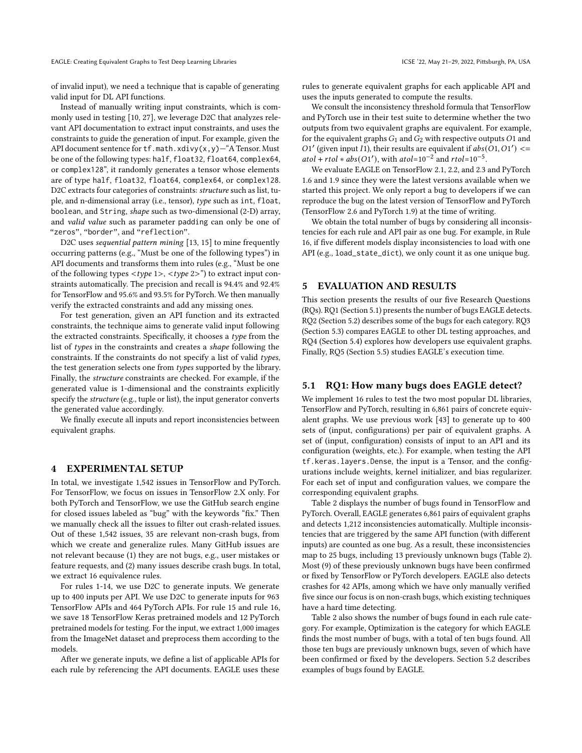of invalid input), we need a technique that is capable of generating valid input for DL API functions.

Instead of manually writing input constraints, which is commonly used in testing [10, 27], we leverage D2C that analyzes relevant API documentation to extract input constraints, and uses the constraints to guide the generation of input. For example, given the API document sentence for `tf.math.xdivy(x,y)`—"A Tensor. Must be one of the following types: `half`, `float32`, `float64`, `complex64`, or `complex128`", it randomly generates a tensor whose elements are of type `half`, `float32`, `float64`, `complex64`, or `complex128`. D2C extracts four categories of constraints: *structure* such as list, tuple, and n-dimensional array (i.e., tensor), *type* such as `int`, `float`, `boolean`, and `String`, *shape* such as two-dimensional (2-D) array, and *valid value* such as parameter `padding` can only be one of "`zeros`", "`border`", and "`reflection`".

D2C uses *sequential pattern mining* [13, 15] to mine frequently occurring patterns (e.g., "Must be one of the following types") in API documents and transforms them into rules (e.g., "Must be one of the following types <*type* 1>, <*type* 2>") to extract input constraints automatically. The precision and recall is 94.4% and 92.4% for TensorFlow and 95.6% and 93.5% for PyTorch. We then manually verify the extracted constraints and add any missing ones.

For test generation, given an API function and its extracted constraints, the technique aims to generate valid input following the extracted constraints. Specifically, it chooses a *type* from the list of *types* in the constraints and creates a *shape* following the constraints. If the constraints do not specify a list of valid *types*, the test generation selects one from *types* supported by the library. Finally, the *structure* constraints are checked. For example, if the generated value is 1-dimensional and the constraints explicitly specify the *structure* (e.g., tuple or list), the input generator converts the generated value accordingly.

We finally execute all inputs and report inconsistencies between equivalent graphs.

## 4 EXPERIMENTAL SETUP

In total, we investigate 1,542 issues in TensorFlow and PyTorch. For TensorFlow, we focus on issues in TensorFlow 2.X only. For both PyTorch and TensorFlow, we use the GitHub search engine for closed issues labeled as "bug" with the keywords "fix." Then we manually check all the issues to filter out crash-related issues. Out of these 1,542 issues, 35 are relevant non-crash bugs, from which we create and generalize rules. Many GitHub issues are not relevant because (1) they are not bugs, e.g., user mistakes or feature requests, and (2) many issues describe crash bugs. In total, we extract 16 equivalence rules.

For rules 1-14, we use D2C to generate inputs. We generate up to 400 inputs per API. We use D2C to generate inputs for 963 TensorFlow APIs and 464 PyTorch APIs. For rule 15 and rule 16, we save 18 TensorFlow Keras pretrained models and 12 PyTorch pretrained models for testing. For the input, we extract 1,000 images from the ImageNet dataset and preprocess them according to the models.

After we generate inputs, we define a list of applicable APIs for each rule by referencing the API documents. EAGLE uses these rules to generate equivalent graphs for each applicable API and uses the inputs generated to compute the results.

We consult the inconsistency threshold formula that TensorFlow and PyTorch use in their test suite to determine whether the two outputs from two equivalent graphs are equivalent. For example, for the equivalent graphs $G_1$ and $G_2$ with respective outputs $O1$ and $O1'$ (given input $I1$), their results are equivalent if $abs(O1, O1') <= atol + rtol * abs(O1')$, with $atol$=$10^{-2}$ and $rtol$=$10^{-5}$.

We evaluate EAGLE on TensorFlow 2.1, 2.2, and 2.3 and PyTorch 1.6 and 1.9 since they were the latest versions available when we started this project. We only report a bug to developers if we can reproduce the bug on the latest version of TensorFlow and PyTorch (TensorFlow 2.6 and PyTorch 1.9) at the time of writing.

We obtain the total number of bugs by considering all inconsistencies for each rule and API pair as one bug. For example, in Rule 16, if five different models display inconsistencies to load with one API (e.g., `load_state_dict`), we only count it as one unique bug.

## 5 EVALUATION AND RESULTS

This section presents the results of our five Research Questions (RQs). RQ1 (Section 5.1) presents the number of bugs EAGLE detects. RQ2 (Section 5.2) describes some of the bugs for each category. RQ3 (Section 5.3) compares EAGLE to other DL testing approaches, and RQ4 (Section 5.4) explores how developers use equivalent graphs. Finally, RQ5 (Section 5.5) studies EAGLE's execution time.

### 5.1 RQ1: How many bugs does EAGLE detect?

We implement 16 rules to test the two most popular DL libraries, TensorFlow and PyTorch, resulting in 6,861 pairs of concrete equivalent graphs. We use previous work [43] to generate up to 400 sets of (input, configurations) per pair of equivalent graphs. A set of (input, configuration) consists of input to an API and its configuration (weights, etc.). For example, when testing the API `tf.keras.layers.Dense`, the input is a Tensor, and the configurations include weights, kernel initializer, and bias regularizer. For each set of input and configuration values, we compare the corresponding equivalent graphs.

Table 2 displays the number of bugs found in TensorFlow and PyTorch. Overall, EAGLE generates 6,861 pairs of equivalent graphs and detects 1,212 inconsistencies automatically. Multiple inconsistencies that are triggered by the same API function (with different inputs) are counted as one bug. As a result, these inconsistencies map to 25 bugs, including 13 previously unknown bugs (Table 2). Most (9) of these previously unknown bugs have been confirmed or fixed by TensorFlow or PyTorch developers. EAGLE also detects crashes for 42 APIs, among which we have only manually verified five since our focus is on non-crash bugs, which existing techniques have a hard time detecting.

Table 2 also shows the number of bugs found in each rule category. For example, Optimization is the category for which EAGLE finds the most number of bugs, with a total of ten bugs found. All those ten bugs are previously unknown bugs, seven of which have been confirmed or fixed by the developers. Section 5.2 describes examples of bugs found by EAGLE.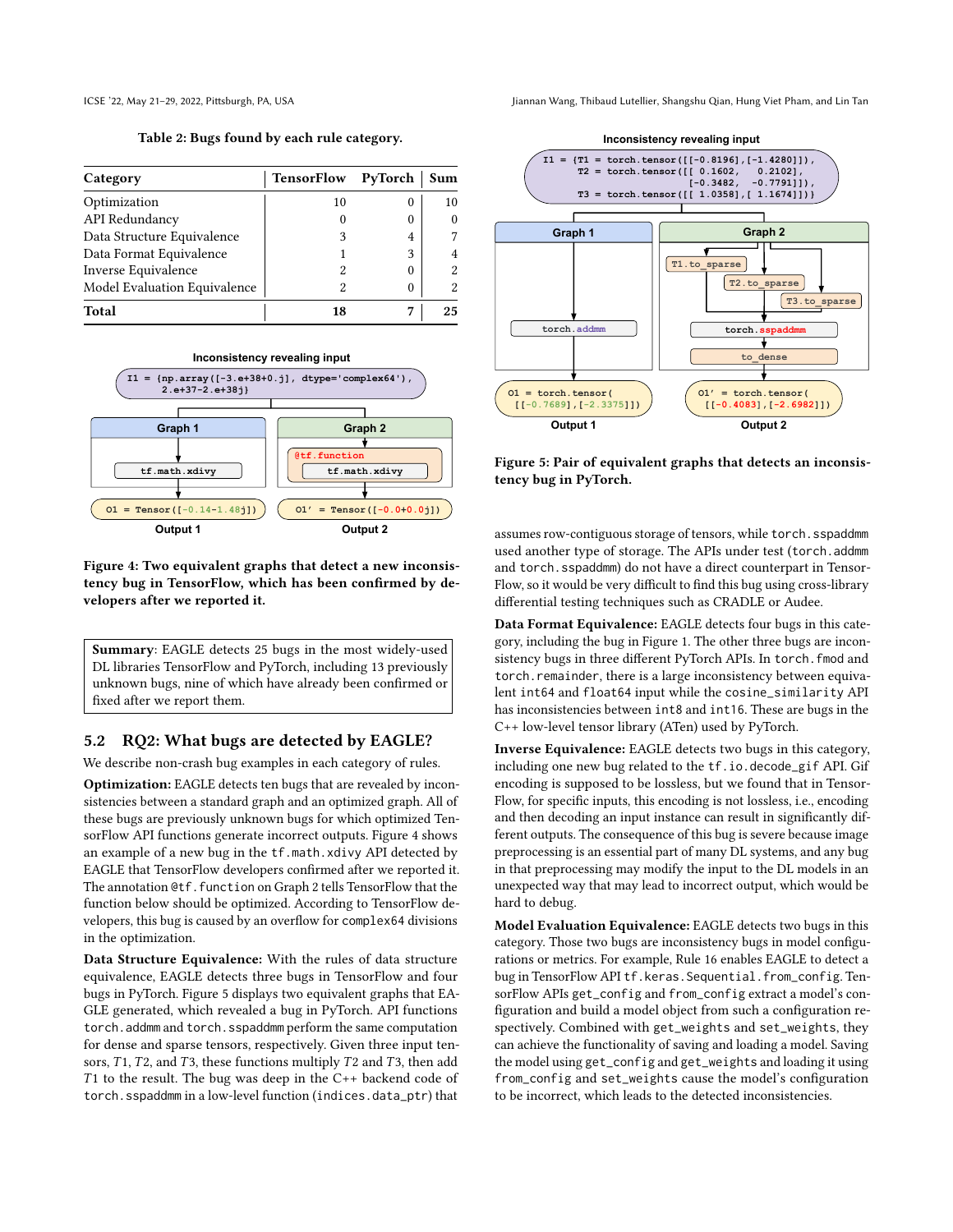Table 2: Bugs found by each rule category.

| Category | TensorFlow | PyTorch | Sum |
|---|---|---|---|
| Optimization | 10 | 0 | 10 |
| API Redundancy | 0 | 0 | 0 |
| Data Structure Equivalence | 3 | 4 | 7 |
| Data Format Equivalence | 1 | 3 | 4 |
| Inverse Equivalence | 2 | 0 | 2 |
| Model Evaluation Equivalence | 2 | 0 | 2 |
| **Total** | **18** | **7** | **25** |

Inconsistency revealing input

I1 = {np.array([-3.e+38+0.j], dtype='complex64'), 2.e+37-2.e+38j}

Graph 1

tf.math.xdivy

Graph 2

@tf.function

tf.math.xdivy

O1 = Tensor([-0.14-1.48j])

Output 1

O1' = Tensor([-0.0+0.0j])

Output 2

Figure 4: Two equivalent graphs that detect a new inconsistency bug in TensorFlow, which has been confirmed by developers after we reported it.

> **Summary**: EAGLE detects 25 bugs in the most widely-used DL libraries TensorFlow and PyTorch, including 13 previously unknown bugs, nine of which have already been confirmed or fixed after we report them.

## 5.2 RQ2: What bugs are detected by EAGLE?

We describe non-crash bug examples in each category of rules.

**Optimization:** EAGLE detects ten bugs that are revealed by inconsistencies between a standard graph and an optimized graph. All of these bugs are previously unknown bugs for which optimized TensorFlow API functions generate incorrect outputs. Figure 4 shows an example of a new bug in the tf.math.xdivy API detected by EAGLE that TensorFlow developers confirmed after we reported it. The annotation @tf.function on Graph 2 tells TensorFlow that the function below should be optimized. According to TensorFlow developers, this bug is caused by an overflow for complex64 divisions in the optimization.

**Data Structure Equivalence:** With the rules of data structure equivalence, EAGLE detects three bugs in TensorFlow and four bugs in PyTorch. Figure 5 displays two equivalent graphs that EAGLE generated, which revealed a bug in PyTorch. API functions torch.addmm and torch.sspaddmm perform the same computation for dense and sparse tensors, respectively. Given three input tensors, $T1$, $T2$, and $T3$, these functions multiply $T2$ and $T3$, then add $T1$ to the result. The bug was deep in the C++ backend code of torch.sspaddmm in a low-level function (indices.data_ptr) that assumes row-contiguous storage of tensors, while torch.sspaddmm used another type of storage. The APIs under test (torch.addmm and torch.sspaddmm) do not have a direct counterpart in TensorFlow, so it would be very difficult to find this bug using cross-library differential testing techniques such as CRADLE or Audee.

Inconsistency revealing input

I1 = {T1 = torch.tensor([[-0.8196],[-1.4280]]), T2 = torch.tensor([[ 0.1602, 0.2102], [-0.3482, -0.7791]]), T3 = torch.tensor([[ 1.0358],[ 1.1674]])}

Graph 1

torch.addmm

Graph 2

T1.to_sparse

T2.to_sparse

T3.to_sparse

torch.sspaddmm

to_dense

O1 = torch.tensor( [[-0.7689],[-2.3375]])

Output 1

O1' = torch.tensor( [[-0.4083],[-2.6982]])

Output 2

Figure 5: Pair of equivalent graphs that detects an inconsistency bug in PyTorch.

**Data Format Equivalence:** EAGLE detects four bugs in this category, including the bug in Figure 1. The other three bugs are inconsistency bugs in three different PyTorch APIs. In torch.fmod and torch.remainder, there is a large inconsistency between equivalent int64 and float64 input while the cosine_similarity API has inconsistencies between int8 and int16. These are bugs in the C++ low-level tensor library (ATen) used by PyTorch.

**Inverse Equivalence:** EAGLE detects two bugs in this category, including one new bug related to the tf.io.decode_gif API. Gif encoding is supposed to be lossless, but we found that in TensorFlow, for specific inputs, this encoding is not lossless, i.e., encoding and then decoding an input instance can result in significantly different outputs. The consequence of this bug is severe because image preprocessing is an essential part of many DL systems, and any bug in that preprocessing may modify the input to the DL models in an unexpected way that may lead to incorrect output, which would be hard to debug.

**Model Evaluation Equivalence:** EAGLE detects two bugs in this category. Those two bugs are inconsistency bugs in model configurations or metrics. For example, Rule 16 enables EAGLE to detect a bug in TensorFlow API tf.keras.Sequential.from_config. TensorFlow APIs get_config and from_config extract a model's configuration and build a model object from such a configuration respectively. Combined with get_weights and set_weights, they can achieve the functionality of saving and loading a model. Saving the model using get_config and get_weights and loading it using from_config and set_weights cause the model's configuration to be incorrect, which leads to the detected inconsistencies.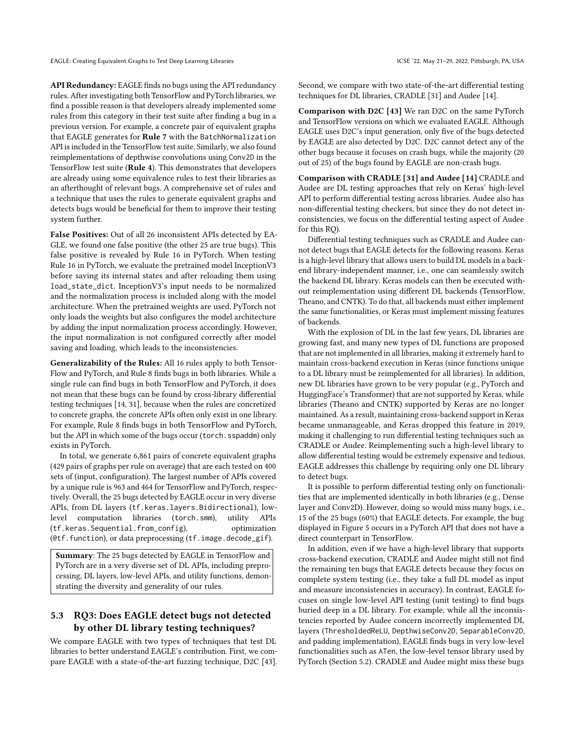**API Redundancy:** EAGLE finds no bugs using the API redundancy rules. After investigating both TensorFlow and PyTorch libraries, we find a possible reason is that developers already implemented some rules from this category in their test suite after finding a bug in a previous version. For example, a concrete pair of equivalent graphs that EAGLE generates for **Rule 7** with the `BatchNormalization` API is included in the TensorFlow test suite. Similarly, we also found reimplementations of depthwise convolutions using `Conv2D` in the TensorFlow test suite (**Rule 4**). This demonstrates that developers are already using some equivalence rules to test their libraries as an afterthought of relevant bugs. A comprehensive set of rules and a technique that uses the rules to generate equivalent graphs and detects bugs would be beneficial for them to improve their testing system further.

**False Positives:** Out of all 26 inconsistent APIs detected by EAGLE, we found one false positive (the other 25 are true bugs). This false positive is revealed by Rule 16 in PyTorch. When testing Rule 16 in PyTorch, we evaluate the pretrained model InceptionV3 before saving its internal states and after reloading them using `load_state_dict`. InceptionV3's input needs to be normalized and the normalization process is included along with the model architecture. When the pretrained weights are used, PyTorch not only loads the weights but also configures the model architecture by adding the input normalization process accordingly. However, the input normalization is not configured correctly after model saving and loading, which leads to the inconsistencies.

**Generalizability of the Rules:** All 16 rules apply to both TensorFlow and PyTorch, and Rule 8 finds bugs in both libraries. While a single rule can find bugs in both TensorFlow and PyTorch, it does not mean that these bugs can be found by cross-library differential testing techniques [14, 31], because when the rules are concretized to concrete graphs, the concrete APIs often only exist in one library. For example, Rule 8 finds bugs in both TensorFlow and PyTorch, but the API in which some of the bugs occur (`torch.sspaddm`) only exists in PyTorch.

In total, we generate 6,861 pairs of concrete equivalent graphs (429 pairs of graphs per rule on average) that are each tested on 400 sets of (input, configuration). The largest number of APIs covered by a unique rule is 963 and 464 for TensorFlow and PyTorch, respectively. Overall, the 25 bugs detected by EAGLE occur in very diverse APIs, from DL layers (`tf.keras.layers.Bidirectional`), low-level computation libraries (`torch.smm`), utility APIs (`tf.keras.Sequential.from_config`), optimization (`@tf.function`), or data preprocessing (`tf.image.decode_gif`).

**Summary**: The 25 bugs detected by EAGLE in TensorFlow and PyTorch are in a very diverse set of DL APIs, including preprocessing, DL layers, low-level APIs, and utility functions, demonstrating the diversity and generality of our rules.

### 5.3 RQ3: Does EAGLE detect bugs not detected by other DL library testing techniques?

We compare EAGLE with two types of techniques that test DL libraries to better understand EAGLE's contribution. First, we compare EAGLE with a state-of-the-art fuzzing technique, D2C [43]. Second, we compare with two state-of-the-art differential testing techniques for DL libraries, CRADLE [31] and Audee [14].

**Comparison with D2C [43]** We ran D2C on the same PyTorch and TensorFlow versions on which we evaluated EAGLE. Although EAGLE uses D2C's input generation, only five of the bugs detected by EAGLE are also detected by D2C. D2C cannot detect any of the other bugs because it focuses on crash bugs, while the majority (20 out of 25) of the bugs found by EAGLE are non-crash bugs.

**Comparison with CRADLE [31] and Audee [14]** CRADLE and Audee are DL testing approaches that rely on Keras' high-level API to perform differential testing across libraries. Audee also has non-differential testing checkers, but since they do not detect inconsistencies, we focus on the differential testing aspect of Audee for this RQ).

Differential testing techniques such as CRADLE and Audee cannot detect bugs that EAGLE detects for the following reasons. Keras is a high-level library that allows users to build DL models in a backend library-independent manner, i.e., one can seamlessly switch the backend DL library. Keras models can then be executed without reimplementation using different DL backends (TensorFlow, Theano, and CNTK). To do that, all backends must either implement the same functionalities, or Keras must implement missing features of backends.

With the explosion of DL in the last few years, DL libraries are growing fast, and many new types of DL functions are proposed that are not implemented in all libraries, making it extremely hard to maintain cross-backend execution in Keras (since functions unique to a DL library must be reimplemented for all libraries). In addition, new DL libraries have grown to be very popular (e.g., PyTorch and HuggingFace's Transformer) that are not supported by Keras, while libraries (Theano and CNTK) supported by Keras are no longer maintained. As a result, maintaining cross-backend support in Keras became unmanageable, and Keras dropped this feature in 2019, making it challenging to run differential testing techniques such as CRADLE or Audee. Reimplementing such a high-level library to allow differential testing would be extremely expensive and tedious. EAGLE addresses this challenge by requiring only one DL library to detect bugs.

It is possible to perform differential testing only on functionalities that are implemented identically in both libraries (e.g., Dense layer and Conv2D). However, doing so would miss many bugs, i.e., 15 of the 25 bugs (60%) that EAGLE detects. For example, the bug displayed in Figure 5 occurs in a PyTorch API that does not have a direct counterpart in TensorFlow.

In addition, even if we have a high-level library that supports cross-backend execution, CRADLE and Audee might still not find the remaining ten bugs that EAGLE detects because they focus on complete system testing (i.e., they take a full DL model as input and measure inconsistencies in accuracy). In contrast, EAGLE focuses on single low-level API testing (unit testing) to find bugs buried deep in a DL library. For example, while all the inconsistencies reported by Audee concern incorrectly implemented DL layers (`ThresholdedReLU`, `DepthwiseConv2D`, `SeparableConv2D`, and padding implementation), EAGLE finds bugs in very low-level functionalities such as `ATen`, the low-level tensor library used by PyTorch (Section 5.2). CRADLE and Audee might miss these bugs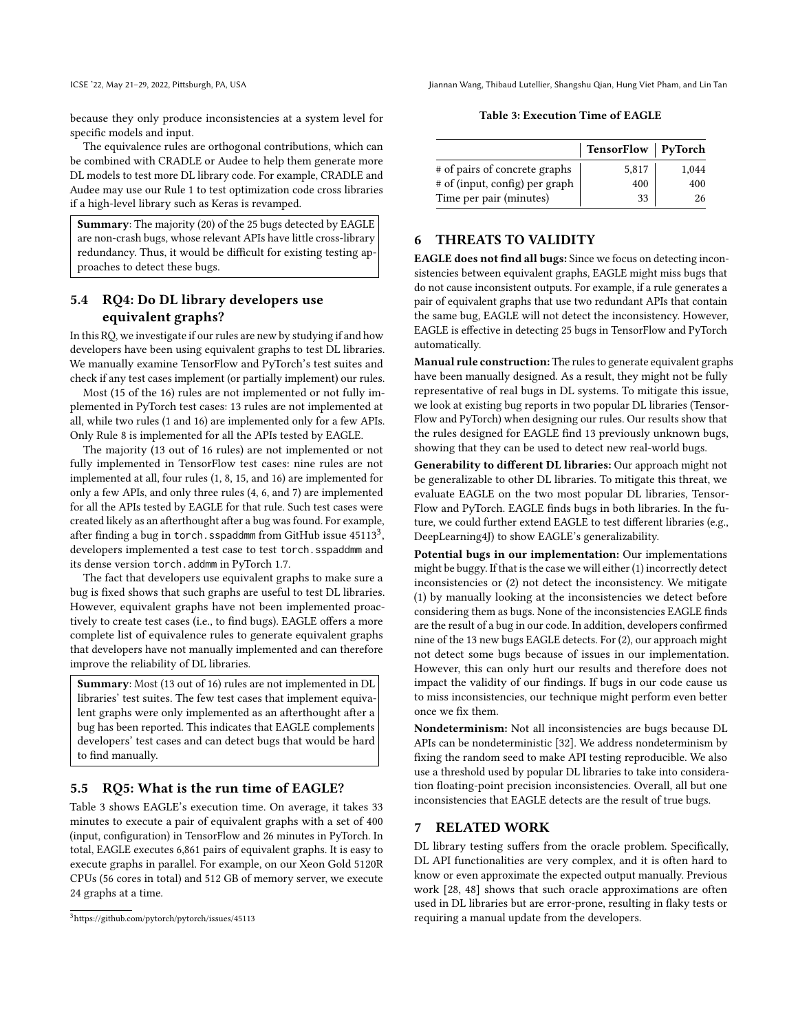because they only produce inconsistencies at a system level for specific models and input.

The equivalence rules are orthogonal contributions, which can be combined with CRADLE or Audee to help them generate more DL models to test more DL library code. For example, CRADLE and Audee may use our Rule 1 to test optimization code cross libraries if a high-level library such as Keras is revamped.

**Summary**: The majority (20) of the 25 bugs detected by EAGLE are non-crash bugs, whose relevant APIs have little cross-library redundancy. Thus, it would be difficult for existing testing approaches to detect these bugs.

## 5.4 RQ4: Do DL library developers use equivalent graphs?

In this RQ, we investigate if our rules are new by studying if and how developers have been using equivalent graphs to test DL libraries. We manually examine TensorFlow and PyTorch's test suites and check if any test cases implement (or partially implement) our rules.

Most (15 of the 16) rules are not implemented or not fully implemented in PyTorch test cases: 13 rules are not implemented at all, while two rules (1 and 16) are implemented only for a few APIs. Only Rule 8 is implemented for all the APIs tested by EAGLE.

The majority (13 out of 16 rules) are not implemented or not fully implemented in TensorFlow test cases: nine rules are not implemented at all, four rules (1, 8, 15, and 16) are implemented for only a few APIs, and only three rules (4, 6, and 7) are implemented for all the APIs tested by EAGLE for that rule. Such test cases were created likely as an afterthought after a bug was found. For example, after finding a bug in `torch.sspaddmm` from GitHub issue 45113[3], developers implemented a test case to test `torch.sspaddmm` and its dense version `torch.addmm` in PyTorch 1.7.

The fact that developers use equivalent graphs to make sure a bug is fixed shows that such graphs are useful to test DL libraries. However, equivalent graphs have not been implemented proactively to create test cases (i.e., to find bugs). EAGLE offers a more complete list of equivalence rules to generate equivalent graphs that developers have not manually implemented and can therefore improve the reliability of DL libraries.

**Summary**: Most (13 out of 16) rules are not implemented in DL libraries' test suites. The few test cases that implement equivalent graphs were only implemented as an afterthought after a bug has been reported. This indicates that EAGLE complements developers' test cases and can detect bugs that would be hard to find manually.

## 5.5 RQ5: What is the run time of EAGLE?

Table 3 shows EAGLE's execution time. On average, it takes 33 minutes to execute a pair of equivalent graphs with a set of 400 (input, configuration) in TensorFlow and 26 minutes in PyTorch. In total, EAGLE executes 6,861 pairs of equivalent graphs. It is easy to execute graphs in parallel. For example, on our Xeon Gold 5120R CPUs (56 cores in total) and 512 GB of memory server, we execute 24 graphs at a time.

[3]https://github.com/pytorch/pytorch/issues/45113

**Table 3: Execution Time of EAGLE**

| | TensorFlow | PyTorch |
|---|---|---|
| # of pairs of concrete graphs | 5,817 | 1,044 |
| # of (input, config) per graph | 400 | 400 |
| Time per pair (minutes) | 33 | 26 |

## 6 THREATS TO VALIDITY

**EAGLE does not find all bugs:** Since we focus on detecting inconsistencies between equivalent graphs, EAGLE might miss bugs that do not cause inconsistent outputs. For example, if a rule generates a pair of equivalent graphs that use two redundant APIs that contain the same bug, EAGLE will not detect the inconsistency. However, EAGLE is effective in detecting 25 bugs in TensorFlow and PyTorch automatically.

**Manual rule construction:** The rules to generate equivalent graphs have been manually designed. As a result, they might not be fully representative of real bugs in DL systems. To mitigate this issue, we look at existing bug reports in two popular DL libraries (TensorFlow and PyTorch) when designing our rules. Our results show that the rules designed for EAGLE find 13 previously unknown bugs, showing that they can be used to detect new real-world bugs.

**Generability to different DL libraries:** Our approach might not be generalizable to other DL libraries. To mitigate this threat, we evaluate EAGLE on the two most popular DL libraries, TensorFlow and PyTorch. EAGLE finds bugs in both libraries. In the future, we could further extend EAGLE to test different libraries (e.g., DeepLearning4J) to show EAGLE's generalizability.

**Potential bugs in our implementation:** Our implementations might be buggy. If that is the case we will either (1) incorrectly detect inconsistencies or (2) not detect the inconsistency. We mitigate (1) by manually looking at the inconsistencies we detect before considering them as bugs. None of the inconsistencies EAGLE finds are the result of a bug in our code. In addition, developers confirmed nine of the 13 new bugs EAGLE detects. For (2), our approach might not detect some bugs because of issues in our implementation. However, this can only hurt our results and therefore does not impact the validity of our findings. If bugs in our code cause us to miss inconsistencies, our technique might perform even better once we fix them.

**Nondeterminism:** Not all inconsistencies are bugs because DL APIs can be nondeterministic [32]. We address nondeterminism by fixing the random seed to make API testing reproducible. We also use a threshold used by popular DL libraries to take into consideration floating-point precision inconsistencies. Overall, all but one inconsistencies that EAGLE detects are the result of true bugs.

## 7 RELATED WORK

DL library testing suffers from the oracle problem. Specifically, DL API functionalities are very complex, and it is often hard to know or even approximate the expected output manually. Previous work [28, 48] shows that such oracle approximations are often used in DL libraries but are error-prone, resulting in flaky tests or requiring a manual update from the developers.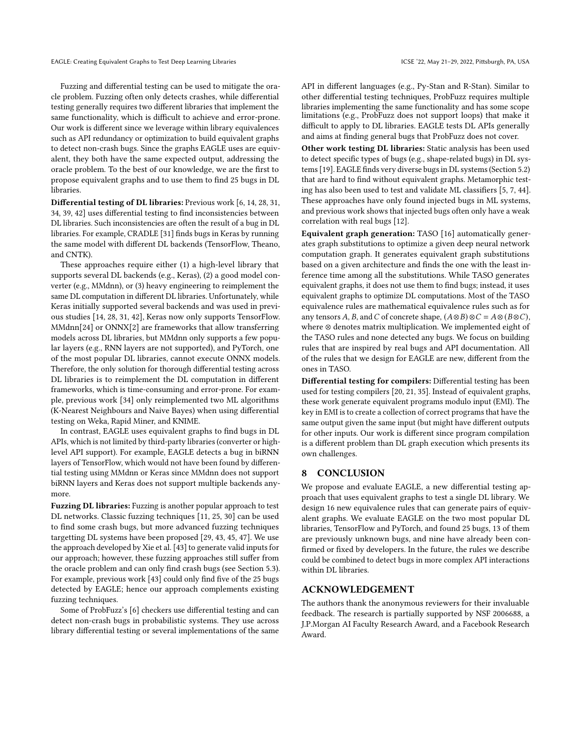Fuzzing and differential testing can be used to mitigate the oracle problem. Fuzzing often only detects crashes, while differential testing generally requires two different libraries that implement the same functionality, which is difficult to achieve and error-prone. Our work is different since we leverage within library equivalences such as API redundancy or optimization to build equivalent graphs to detect non-crash bugs. Since the graphs EAGLE uses are equivalent, they both have the same expected output, addressing the oracle problem. To the best of our knowledge, we are the first to propose equivalent graphs and to use them to find 25 bugs in DL libraries.

**Differential testing of DL libraries:** Previous work [6, 14, 28, 31, 34, 39, 42] uses differential testing to find inconsistencies between DL libraries. Such inconsistencies are often the result of a bug in DL libraries. For example, CRADLE [31] finds bugs in Keras by running the same model with different DL backends (TensorFlow, Theano, and CNTK).

These approaches require either (1) a high-level library that supports several DL backends (e.g., Keras), (2) a good model converter (e.g., MMdnn), or (3) heavy engineering to reimplement the same DL computation in different DL libraries. Unfortunately, while Keras initially supported several backends and was used in previous studies [14, 28, 31, 42], Keras now only supports TensorFlow. MMdnn[24] or ONNX[2] are frameworks that allow transferring models across DL libraries, but MMdnn only supports a few popular layers (e.g., RNN layers are not supported), and PyTorch, one of the most popular DL libraries, cannot execute ONNX models. Therefore, the only solution for thorough differential testing across DL libraries is to reimplement the DL computation in different frameworks, which is time-consuming and error-prone. For example, previous work [34] only reimplemented two ML algorithms (K-Nearest Neighbours and Naive Bayes) when using differential testing on Weka, Rapid Miner, and KNIME.

In contrast, EAGLE uses equivalent graphs to find bugs in DL APIs, which is not limited by third-party libraries (converter or high-level API support). For example, EAGLE detects a bug in biRNN layers of TensorFlow, which would not have been found by differential testing using MMdnn or Keras since MMdnn does not support biRNN layers and Keras does not support multiple backends anymore.

**Fuzzing DL libraries:** Fuzzing is another popular approach to test DL networks. Classic fuzzing techniques [11, 25, 30] can be used to find some crash bugs, but more advanced fuzzing techniques targetting DL systems have been proposed [29, 43, 45, 47]. We use the approach developed by Xie et al. [43] to generate valid inputs for our approach; however, these fuzzing approaches still suffer from the oracle problem and can only find crash bugs (see Section 5.3). For example, previous work [43] could only find five of the 25 bugs detected by EAGLE; hence our approach complements existing fuzzing techniques.

Some of ProbFuzz's [6] checkers use differential testing and can detect non-crash bugs in probabilistic systems. They use across library differential testing or several implementations of the same API in different languages (e.g., Py-Stan and R-Stan). Similar to other differential testing techniques, ProbFuzz requires multiple libraries implementing the same functionality and has some scope limitations (e.g., ProbFuzz does not support loops) that make it difficult to apply to DL libraries. EAGLE tests DL APIs generally and aims at finding general bugs that ProbFuzz does not cover.

**Other work testing DL libraries:** Static analysis has been used to detect specific types of bugs (e.g., shape-related bugs) in DL systems [19]. EAGLE finds very diverse bugs in DL systems (Section 5.2) that are hard to find without equivalent graphs. Metamorphic testing has also been used to test and validate ML classifiers [5, 7, 44]. These approaches have only found injected bugs in ML systems, and previous work shows that injected bugs often only have a weak correlation with real bugs [12].

**Equivalent graph generation:** TASO [16] automatically generates graph substitutions to optimize a given deep neural network computation graph. It generates equivalent graph substitutions based on a given architecture and finds the one with the least inference time among all the substitutions. While TASO generates equivalent graphs, it does not use them to find bugs; instead, it uses equivalent graphs to optimize DL computations. Most of the TASO equivalence rules are mathematical equivalence rules such as for any tensors $A$, $B$, and $C$ of concrete shape, $(A \otimes B) \otimes C = A \otimes (B \otimes C)$, where $\otimes$ denotes matrix multiplication. We implemented eight of the TASO rules and none detected any bugs. We focus on building rules that are inspired by real bugs and API documentation. All of the rules that we design for EAGLE are new, different from the ones in TASO.

**Differential testing for compilers:** Differential testing has been used for testing compilers [20, 21, 35]. Instead of equivalent graphs, these work generate equivalent programs modulo input (EMI). The key in EMI is to create a collection of correct programs that have the same output given the same input (but might have different outputs for other inputs. Our work is different since program compilation is a different problem than DL graph execution which presents its own challenges.

## 8 CONCLUSION

We propose and evaluate EAGLE, a new differential testing approach that uses equivalent graphs to test a single DL library. We design 16 new equivalence rules that can generate pairs of equivalent graphs. We evaluate EAGLE on the two most popular DL libraries, TensorFlow and PyTorch, and found 25 bugs, 13 of them are previously unknown bugs, and nine have already been confirmed or fixed by developers. In the future, the rules we describe could be combined to detect bugs in more complex API interactions within DL libraries.

## ACKNOWLEDGEMENT

The authors thank the anonymous reviewers for their invaluable feedback. The research is partially supported by NSF 2006688, a J.P.Morgan AI Faculty Research Award, and a Facebook Research Award.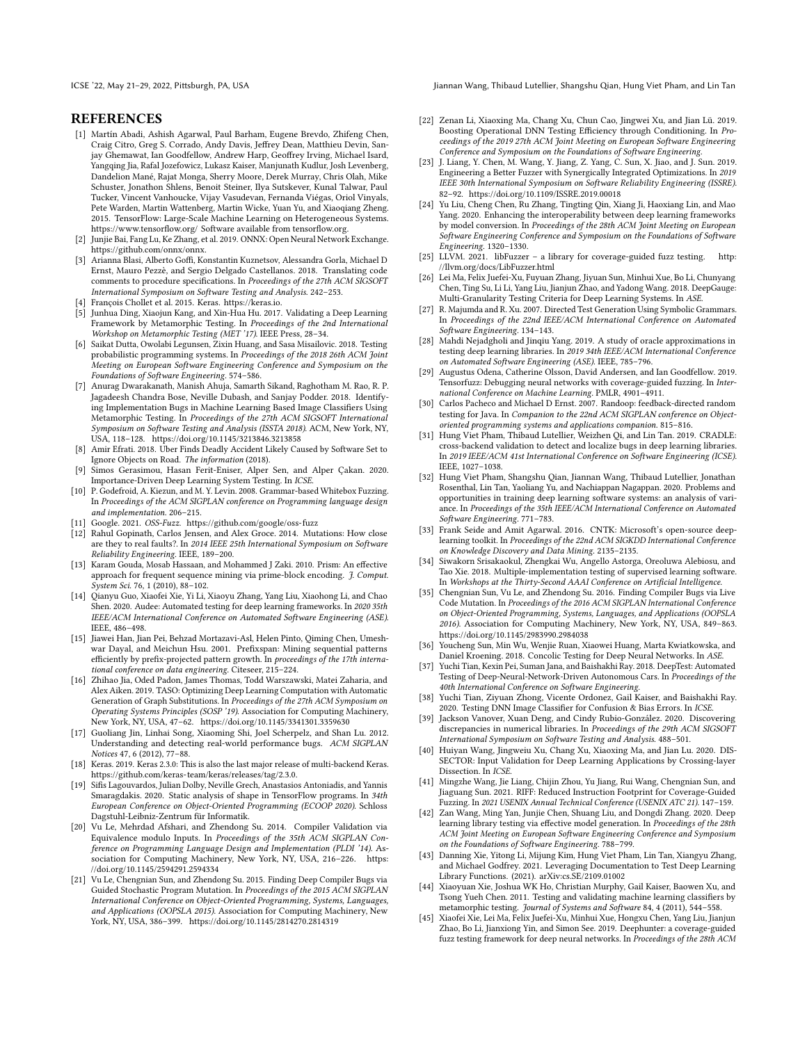## REFERENCES

- [1] Martín Abadi, Ashish Agarwal, Paul Barham, Eugene Brevdo, Zhifeng Chen, Craig Citro, Greg S. Corrado, Andy Davis, Jeffrey Dean, Matthieu Devin, Sanjay Ghemawat, Ian Goodfellow, Andrew Harp, Geoffrey Irving, Michael Isard, Yangqing Jia, Rafal Jozefowicz, Lukasz Kaiser, Manjunath Kudlur, Josh Levenberg, Dandelion Mané, Rajat Monga, Sherry Moore, Derek Murray, Chris Olah, Mike Schuster, Jonathon Shlens, Benoit Steiner, Ilya Sutskever, Kunal Talwar, Paul Tucker, Vincent Vanhoucke, Vijay Vasudevan, Fernanda Viégas, Oriol Vinyals, Pete Warden, Martin Wattenberg, Martin Wicke, Yuan Yu, and Xiaoqiang Zheng. 2015. TensorFlow: Large-Scale Machine Learning on Heterogeneous Systems. https://www.tensorflow.org/ Software available from tensorflow.org.
- [2] Junjie Bai, Fang Lu, Ke Zhang, et al. 2019. ONNX: Open Neural Network Exchange. https://github.com/onnx/onnx.
- [3] Arianna Blasi, Alberto Goffi, Konstantin Kuznetsov, Alessandra Gorla, Michael D Ernst, Mauro Pezzè, and Sergio Delgado Castellanos. 2018. Translating code comments to procedure specifications. In *Proceedings of the 27th ACM SIGSOFT International Symposium on Software Testing and Analysis*. 242–253.
- [4] François Chollet et al. 2015. Keras. https://keras.io.
- [5] Junhua Ding, Xiaojun Kang, and Xin-Hua Hu. 2017. Validating a Deep Learning Framework by Metamorphic Testing. In *Proceedings of the 2nd International Workshop on Metamorphic Testing (MET '17)*. IEEE Press, 28–34.
- [6] Saikat Dutta, Owolabi Legunsen, Zixin Huang, and Sasa Misailovic. 2018. Testing probabilistic programming systems. In *Proceedings of the 2018 26th ACM Joint Meeting on European Software Engineering Conference and Symposium on the Foundations of Software Engineering*. 574–586.
- [7] Anurag Dwarakanath, Manish Ahuja, Samarth Sikand, Raghotham M. Rao, R. P. Jagadeesh Chandra Bose, Neville Dubash, and Sanjay Podder. 2018. Identifying Implementation Bugs in Machine Learning Based Image Classifiers Using Metamorphic Testing. In *Proceedings of the 27th ACM SIGSOFT International Symposium on Software Testing and Analysis (ISSTA 2018)*. ACM, New York, NY, USA, 118–128. https://doi.org/10.1145/3213846.3213858
- [8] Amir Efrati. 2018. Uber Finds Deadly Accident Likely Caused by Software Set to Ignore Objects on Road. *The information* (2018).
- [9] Simos Gerasimou, Hasan Ferit-Eniser, Alper Sen, and Alper Çakan. 2020. Importance-Driven Deep Learning System Testing. In *ICSE*.
- [10] P. Godefroid, A. Kiezun, and M. Y. Levin. 2008. Grammar-based Whitebox Fuzzing. In *Proceedings of the ACM SIGPLAN conference on Programming language design and implementation*. 206–215.
- [11] Google. 2021. *OSS-Fuzz*. https://github.com/google/oss-fuzz
- [12] Rahul Gopinath, Carlos Jensen, and Alex Groce. 2014. Mutations: How close are they to real faults?. In *2014 IEEE 25th International Symposium on Software Reliability Engineering*. IEEE, 189–200.
- [13] Karam Gouda, Mosab Hassaan, and Mohammed J Zaki. 2010. Prism: An effective approach for frequent sequence mining via prime-block encoding. *J. Comput. System Sci.* 76, 1 (2010), 88–102.
- [14] Qianyu Guo, Xiaofei Xie, Yi Li, Xiaoyu Zhang, Yang Liu, Xiaohong Li, and Chao Shen. 2020. Audee: Automated testing for deep learning frameworks. In *2020 35th IEEE/ACM International Conference on Automated Software Engineering (ASE)*. IEEE, 486–498.
- [15] Jiawei Han, Jian Pei, Behzad Mortazavi-Asl, Helen Pinto, Qiming Chen, Umeshwar Dayal, and Meichun Hsu. 2001. Prefixspan: Mining sequential patterns efficiently by prefix-projected pattern growth. In *proceedings of the 17th international conference on data engineering*. Citeseer, 215–224.
- [16] Zhihao Jia, Oded Padon, James Thomas, Todd Warszawski, Matei Zaharia, and Alex Aiken. 2019. TASO: Optimizing Deep Learning Computation with Automatic Generation of Graph Substitutions. In *Proceedings of the 27th ACM Symposium on Operating Systems Principles (SOSP '19)*. Association for Computing Machinery, New York, NY, USA, 47–62. https://doi.org/10.1145/3341301.3359630
- [17] Guoliang Jin, Linhai Song, Xiaoming Shi, Joel Scherpelz, and Shan Lu. 2012. Understanding and detecting real-world performance bugs. *ACM SIGPLAN Notices* 47, 6 (2012), 77–88.
- [18] Keras. 2019. Keras 2.3.0: This is also the last major release of multi-backend Keras. https://github.com/keras-team/keras/releases/tag/2.3.0.
- [19] Sifis Lagouvardos, Julian Dolby, Neville Grech, Anastasios Antoniadis, and Yannis Smaragdakis. 2020. Static analysis of shape in TensorFlow programs. In *34th European Conference on Object-Oriented Programming (ECOOP 2020)*. Schloss Dagstuhl-Leibniz-Zentrum für Informatik.
- [20] Vu Le, Mehrdad Afshari, and Zhendong Su. 2014. Compiler Validation via Equivalence modulo Inputs. In *Proceedings of the 35th ACM SIGPLAN Conference on Programming Language Design and Implementation (PLDI '14)*. Association for Computing Machinery, New York, NY, USA, 216–226. https://doi.org/10.1145/2594291.2594334
- [21] Vu Le, Chengnian Sun, and Zhendong Su. 2015. Finding Deep Compiler Bugs via Guided Stochastic Program Mutation. In *Proceedings of the 2015 ACM SIGPLAN International Conference on Object-Oriented Programming, Systems, Languages, and Applications (OOPSLA 2015)*. Association for Computing Machinery, New York, NY, USA, 386–399. https://doi.org/10.1145/2814270.2814319
- [22] Zenan Li, Xiaoxing Ma, Chang Xu, Chun Cao, Jingwei Xu, and Jian Lü. 2019. Boosting Operational DNN Testing Efficiency through Conditioning. In *Proceedings of the 2019 27th ACM Joint Meeting on European Software Engineering Conference and Symposium on the Foundations of Software Engineering*.
- [23] J. Liang, Y. Chen, M. Wang, Y. Jiang, Z. Yang, C. Sun, X. Jiao, and J. Sun. 2019. Engineering a Better Fuzzer with Synergically Integrated Optimizations. In *2019 IEEE 30th International Symposium on Software Reliability Engineering (ISSRE)*. 82–92. https://doi.org/10.1109/ISSRE.2019.00018
- [24] Yu Liu, Cheng Chen, Ru Zhang, Tingting Qin, Xiang Ji, Haoxiang Lin, and Mao Yang. 2020. Enhancing the interoperability between deep learning frameworks by model conversion. In *Proceedings of the 28th ACM Joint Meeting on European Software Engineering Conference and Symposium on the Foundations of Software Engineering*. 1320–1330.
- [25] LLVM. 2021. libFuzzer – a library for coverage-guided fuzz testing. http://llvm.org/docs/LibFuzzer.html
- [26] Lei Ma, Felix Juefei-Xu, Fuyuan Zhang, Jiyuan Sun, Minhui Xue, Bo Li, Chunyang Chen, Ting Su, Li Li, Yang Liu, Jianjun Zhao, and Yadong Wang. 2018. DeepGauge: Multi-Granularity Testing Criteria for Deep Learning Systems. In *ASE*.
- [27] R. Majumda and R. Xu. 2007. Directed Test Generation Using Symbolic Grammars. In *Proceedings of the 22nd IEEE/ACM International Conference on Automated Software Engineering*. 134–143.
- [28] Mahdi Nejadgholi and Jinqiu Yang. 2019. A study of oracle approximations in testing deep learning libraries. In *2019 34th IEEE/ACM International Conference on Automated Software Engineering (ASE)*. IEEE, 785–796.
- [29] Augustus Odena, Catherine Olsson, David Andersen, and Ian Goodfellow. 2019. Tensorfuzz: Debugging neural networks with coverage-guided fuzzing. In *International Conference on Machine Learning*. PMLR, 4901–4911.
- [30] Carlos Pacheco and Michael D Ernst. 2007. Randoop: feedback-directed random testing for Java. In *Companion to the 22nd ACM SIGPLAN conference on Object-oriented programming systems and applications companion*. 815–816.
- [31] Hung Viet Pham, Thibaud Lutellier, Weizhen Qi, and Lin Tan. 2019. CRADLE: cross-backend validation to detect and localize bugs in deep learning libraries. In *2019 IEEE/ACM 41st International Conference on Software Engineering (ICSE)*. IEEE, 1027–1038.
- [32] Hung Viet Pham, Shangshu Qian, Jiannan Wang, Thibaud Lutellier, Jonathan Rosenthal, Lin Tan, Yaoliang Yu, and Nachiappan Nagappan. 2020. Problems and opportunities in training deep learning software systems: an analysis of variance. In *Proceedings of the 35th IEEE/ACM International Conference on Automated Software Engineering*. 771–783.
- [33] Frank Seide and Amit Agarwal. 2016. CNTK: Microsoft's open-source deep-learning toolkit. In *Proceedings of the 22nd ACM SIGKDD International Conference on Knowledge Discovery and Data Mining*. 2135–2135.
- [34] Siwakorn Srisakaokul, Zhengkai Wu, Angello Astorga, Oreoluwa Alebiosu, and Tao Xie. 2018. Multiple-implementation testing of supervised learning software. In *Workshops at the Thirty-Second AAAI Conference on Artificial Intelligence*.
- [35] Chengnian Sun, Vu Le, and Zhendong Su. 2016. Finding Compiler Bugs via Live Code Mutation. In *Proceedings of the 2016 ACM SIGPLAN International Conference on Object-Oriented Programming, Systems, Languages, and Applications (OOPSLA 2016)*. Association for Computing Machinery, New York, NY, USA, 849–863. https://doi.org/10.1145/2983990.2984038
- [36] Youcheng Sun, Min Wu, Wenjie Ruan, Xiaowei Huang, Marta Kwiatkowska, and Daniel Kroening. 2018. Concolic Testing for Deep Neural Networks. In *ASE*.
- [37] Yuchi Tian, Kexin Pei, Suman Jana, and Baishakhi Ray. 2018. DeepTest: Automated Testing of Deep-Neural-Network-Driven Autonomous Cars. In *Proceedings of the 40th International Conference on Software Engineering*.
- [38] Yuchi Tian, Ziyuan Zhong, Vicente Ordonez, Gail Kaiser, and Baishakhi Ray. 2020. Testing DNN Image Classifier for Confusion & Bias Errors. In *ICSE*.
- [39] Jackson Vanover, Xuan Deng, and Cindy Rubio-González. 2020. Discovering discrepancies in numerical libraries. In *Proceedings of the 29th ACM SIGSOFT International Symposium on Software Testing and Analysis*. 488–501.
- [40] Huiyan Wang, Jingweiu Xu, Chang Xu, Xiaoxing Ma, and Jian Lu. 2020. DISSECTOR: Input Validation for Deep Learning Applications by Crossing-layer Dissection. In *ICSE*.
- [41] Mingzhe Wang, Jie Liang, Chijin Zhou, Yu Jiang, Rui Wang, Chengnian Sun, and Jiaguang Sun. 2021. RIFF: Reduced Instruction Footprint for Coverage-Guided Fuzzing. In *2021 USENIX Annual Technical Conference (USENIX ATC 21)*. 147–159.
- [42] Zan Wang, Ming Yan, Junjie Chen, Shuang Liu, and Dongdi Zhang. 2020. Deep learning library testing via effective model generation. In *Proceedings of the 28th ACM Joint Meeting on European Software Engineering Conference and Symposium on the Foundations of Software Engineering*. 788–799.
- [43] Danning Xie, Yitong Li, Mijung Kim, Hung Viet Pham, Lin Tan, Xiangyu Zhang, and Michael Godfrey. 2021. Leveraging Documentation to Test Deep Learning Library Functions. (2021). arXiv:cs.SE/2109.01002
- [44] Xiaoyuan Xie, Joshua WK Ho, Christian Murphy, Gail Kaiser, Baowen Xu, and Tsong Yueh Chen. 2011. Testing and validating machine learning classifiers by metamorphic testing. *Journal of Systems and Software* 84, 4 (2011), 544–558.
- [45] Xiaofei Xie, Lei Ma, Felix Juefei-Xu, Minhui Xue, Hongxu Chen, Yang Liu, Jianjun Zhao, Bo Li, Jianxiong Yin, and Simon See. 2019. Deephunter: a coverage-guided fuzz testing framework for deep neural networks. In *Proceedings of the 28th ACM*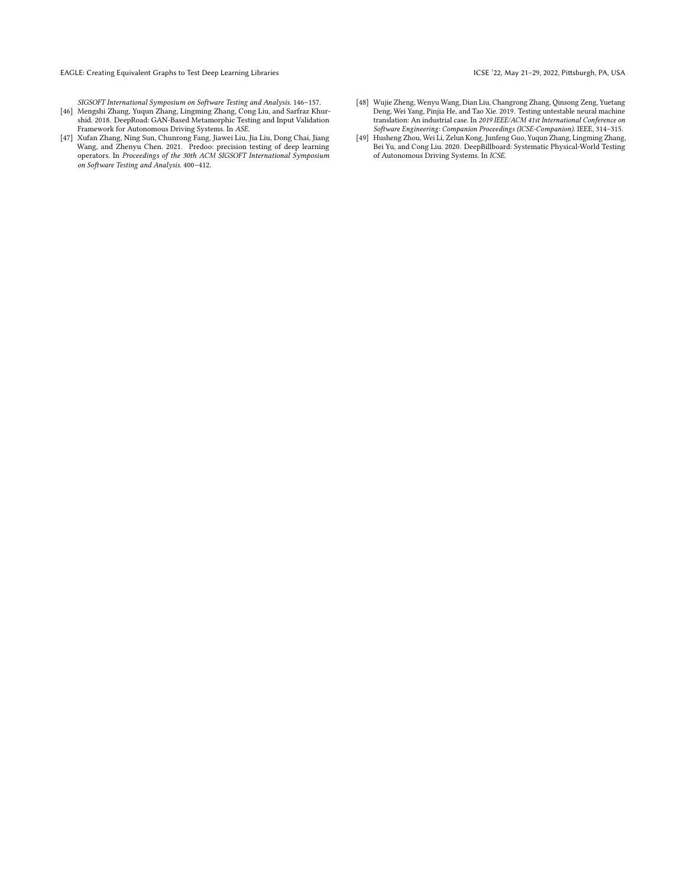*SIGSOFT International Symposium on Software Testing and Analysis*. 146–157.

[46] Mengshi Zhang, Yuqun Zhang, Lingming Zhang, Cong Liu, and Sarfraz Khurshid. 2018. DeepRoad: GAN-Based Metamorphic Testing and Input Validation Framework for Autonomous Driving Systems. In *ASE*.

[47] Xufan Zhang, Ning Sun, Chunrong Fang, Jiawei Liu, Jia Liu, Dong Chai, Jiang Wang, and Zhenyu Chen. 2021. Predoo: precision testing of deep learning operators. In *Proceedings of the 30th ACM SIGSOFT International Symposium on Software Testing and Analysis*. 400–412.

[48] Wujie Zheng, Wenyu Wang, Dian Liu, Changrong Zhang, Qinsong Zeng, Yuetang Deng, Wei Yang, Pinjia He, and Tao Xie. 2019. Testing untestable neural machine translation: An industrial case. In *2019 IEEE/ACM 41st International Conference on Software Engineering: Companion Proceedings (ICSE-Companion)*. IEEE, 314–315.

[49] Husheng Zhou, Wei Li, Zelun Kong, Junfeng Guo, Yuqun Zhang, Lingming Zhang, Bei Yu, and Cong Liu. 2020. DeepBillboard: Systematic Physical-World Testing of Autonomous Driving Systems. In *ICSE*.